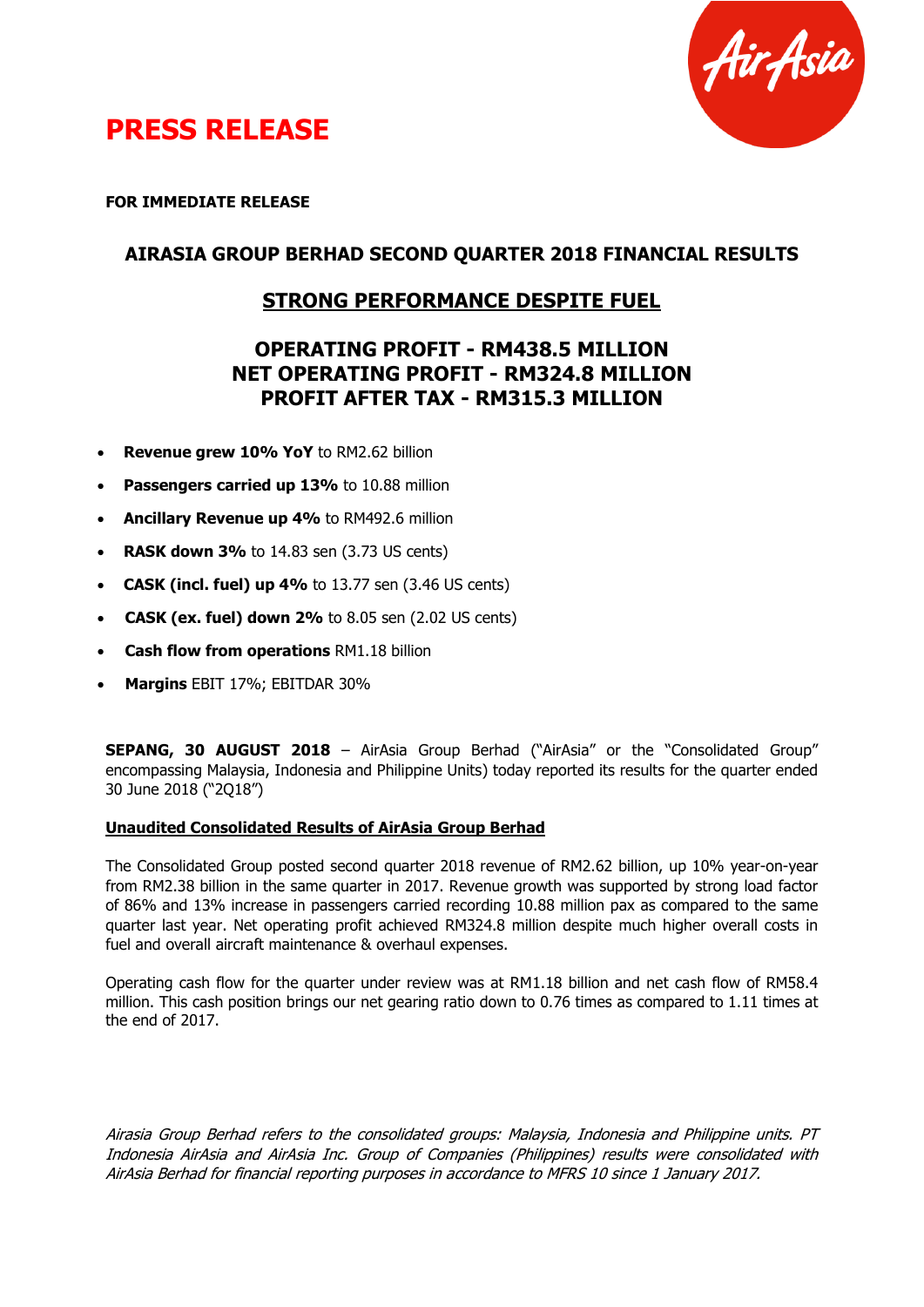# PRESS RELEASE

**FOR IMMEDIATE RELEASE**

## AIRASIA GROUP BERHAD SECOND QUARTER 2018 FINANCIAL RESULTS

## STRONG PERFORMANCE DESPITE FUEL

## OPERATING PROFIT - RM438.5 MILLION
## NET OPERATING PROFIT - RM324.8 MILLION
## PROFIT AFTER TAX - RM315.3 MILLION

- **Revenue grew 10% YoY** to RM2.62 billion
- **Passengers carried up 13%** to 10.88 million
- **Ancillary Revenue up 4%** to RM492.6 million
- **RASK down 3%** to 14.83 sen (3.73 US cents)
- **CASK (incl. fuel) up 4%** to 13.77 sen (3.46 US cents)
- **CASK (ex. fuel) down 2%** to 8.05 sen (2.02 US cents)
- **Cash flow from operations** RM1.18 billion
- **Margins** EBIT 17%; EBITDAR 30%

**SEPANG, 30 AUGUST 2018** – AirAsia Group Berhad ("AirAsia" or the "Consolidated Group" encompassing Malaysia, Indonesia and Philippine Units) today reported its results for the quarter ended 30 June 2018 ("2Q18")

**Unaudited Consolidated Results of AirAsia Group Berhad**

The Consolidated Group posted second quarter 2018 revenue of RM2.62 billion, up 10% year-on-year from RM2.38 billion in the same quarter in 2017. Revenue growth was supported by strong load factor of 86% and 13% increase in passengers carried recording 10.88 million pax as compared to the same quarter last year. Net operating profit achieved RM324.8 million despite much higher overall costs in fuel and overall aircraft maintenance & overhaul expenses.

Operating cash flow for the quarter under review was at RM1.18 billion and net cash flow of RM58.4 million. This cash position brings our net gearing ratio down to 0.76 times as compared to 1.11 times at the end of 2017.

*Airasia Group Berhad refers to the consolidated groups: Malaysia, Indonesia and Philippine units. PT Indonesia AirAsia and AirAsia Inc. Group of Companies (Philippines) results were consolidated with AirAsia Berhad for financial reporting purposes in accordance to MFRS 10 since 1 January 2017.*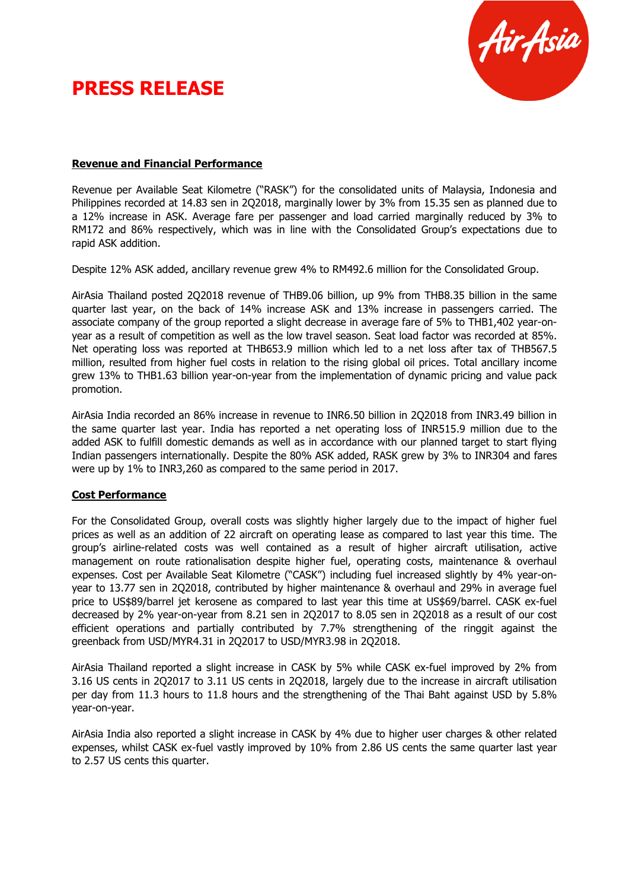# PRESS RELEASE

**Revenue and Financial Performance**

Revenue per Available Seat Kilometre ("RASK") for the consolidated units of Malaysia, Indonesia and Philippines recorded at 14.83 sen in 2Q2018, marginally lower by 3% from 15.35 sen as planned due to a 12% increase in ASK. Average fare per passenger and load carried marginally reduced by 3% to RM172 and 86% respectively, which was in line with the Consolidated Group's expectations due to rapid ASK addition.

Despite 12% ASK added, ancillary revenue grew 4% to RM492.6 million for the Consolidated Group.

AirAsia Thailand posted 2Q2018 revenue of THB9.06 billion, up 9% from THB8.35 billion in the same quarter last year, on the back of 14% increase ASK and 13% increase in passengers carried. The associate company of the group reported a slight decrease in average fare of 5% to THB1,402 year-on-year as a result of competition as well as the low travel season. Seat load factor was recorded at 85%. Net operating loss was reported at THB653.9 million which led to a net loss after tax of THB567.5 million, resulted from higher fuel costs in relation to the rising global oil prices. Total ancillary income grew 13% to THB1.63 billion year-on-year from the implementation of dynamic pricing and value pack promotion.

AirAsia India recorded an 86% increase in revenue to INR6.50 billion in 2Q2018 from INR3.49 billion in the same quarter last year. India has reported a net operating loss of INR515.9 million due to the added ASK to fulfill domestic demands as well as in accordance with our planned target to start flying Indian passengers internationally. Despite the 80% ASK added, RASK grew by 3% to INR304 and fares were up by 1% to INR3,260 as compared to the same period in 2017.

**Cost Performance**

For the Consolidated Group, overall costs was slightly higher largely due to the impact of higher fuel prices as well as an addition of 22 aircraft on operating lease as compared to last year this time. The group's airline-related costs was well contained as a result of higher aircraft utilisation, active management on route rationalisation despite higher fuel, operating costs, maintenance & overhaul expenses. Cost per Available Seat Kilometre ("CASK") including fuel increased slightly by 4% year-on-year to 13.77 sen in 2Q2018, contributed by higher maintenance & overhaul and 29% in average fuel price to US$89/barrel jet kerosene as compared to last year this time at US$69/barrel. CASK ex-fuel decreased by 2% year-on-year from 8.21 sen in 2Q2017 to 8.05 sen in 2Q2018 as a result of our cost efficient operations and partially contributed by 7.7% strengthening of the ringgit against the greenback from USD/MYR4.31 in 2Q2017 to USD/MYR3.98 in 2Q2018.

AirAsia Thailand reported a slight increase in CASK by 5% while CASK ex-fuel improved by 2% from 3.16 US cents in 2Q2017 to 3.11 US cents in 2Q2018, largely due to the increase in aircraft utilisation per day from 11.3 hours to 11.8 hours and the strengthening of the Thai Baht against USD by 5.8% year-on-year.

AirAsia India also reported a slight increase in CASK by 4% due to higher user charges & other related expenses, whilst CASK ex-fuel vastly improved by 10% from 2.86 US cents the same quarter last year to 2.57 US cents this quarter.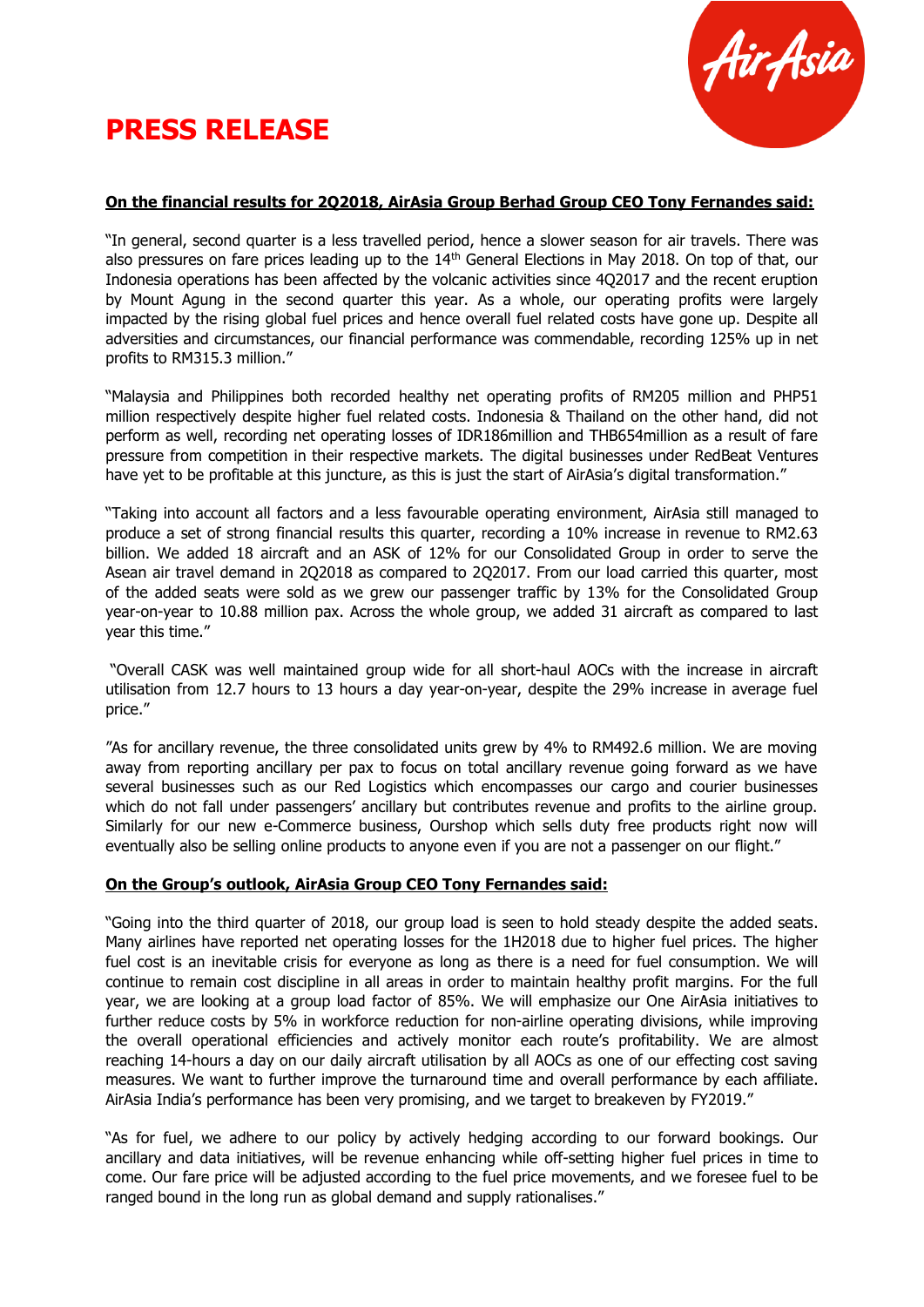# PRESS RELEASE

**On the financial results for 2Q2018, AirAsia Group Berhad Group CEO Tony Fernandes said:**

"In general, second quarter is a less travelled period, hence a slower season for air travels. There was also pressures on fare prices leading up to the 14th General Elections in May 2018. On top of that, our Indonesia operations has been affected by the volcanic activities since 4Q2017 and the recent eruption by Mount Agung in the second quarter this year. As a whole, our operating profits were largely impacted by the rising global fuel prices and hence overall fuel related costs have gone up. Despite all adversities and circumstances, our financial performance was commendable, recording 125% up in net profits to RM315.3 million."

"Malaysia and Philippines both recorded healthy net operating profits of RM205 million and PHP51 million respectively despite higher fuel related costs. Indonesia & Thailand on the other hand, did not perform as well, recording net operating losses of IDR186million and THB654million as a result of fare pressure from competition in their respective markets. The digital businesses under RedBeat Ventures have yet to be profitable at this juncture, as this is just the start of AirAsia's digital transformation."

"Taking into account all factors and a less favourable operating environment, AirAsia still managed to produce a set of strong financial results this quarter, recording a 10% increase in revenue to RM2.63 billion. We added 18 aircraft and an ASK of 12% for our Consolidated Group in order to serve the Asean air travel demand in 2Q2018 as compared to 2Q2017. From our load carried this quarter, most of the added seats were sold as we grew our passenger traffic by 13% for the Consolidated Group year-on-year to 10.88 million pax. Across the whole group, we added 31 aircraft as compared to last year this time."

"Overall CASK was well maintained group wide for all short-haul AOCs with the increase in aircraft utilisation from 12.7 hours to 13 hours a day year-on-year, despite the 29% increase in average fuel price."

"As for ancillary revenue, the three consolidated units grew by 4% to RM492.6 million. We are moving away from reporting ancillary per pax to focus on total ancillary revenue going forward as we have several businesses such as our Red Logistics which encompasses our cargo and courier businesses which do not fall under passengers' ancillary but contributes revenue and profits to the airline group. Similarly for our new e-Commerce business, Ourshop which sells duty free products right now will eventually also be selling online products to anyone even if you are not a passenger on our flight."

**On the Group's outlook, AirAsia Group CEO Tony Fernandes said:**

"Going into the third quarter of 2018, our group load is seen to hold steady despite the added seats. Many airlines have reported net operating losses for the 1H2018 due to higher fuel prices. The higher fuel cost is an inevitable crisis for everyone as long as there is a need for fuel consumption. We will continue to remain cost discipline in all areas in order to maintain healthy profit margins. For the full year, we are looking at a group load factor of 85%. We will emphasize our One AirAsia initiatives to further reduce costs by 5% in workforce reduction for non-airline operating divisions, while improving the overall operational efficiencies and actively monitor each route's profitability. We are almost reaching 14-hours a day on our daily aircraft utilisation by all AOCs as one of our effecting cost saving measures. We want to further improve the turnaround time and overall performance by each affiliate. AirAsia India's performance has been very promising, and we target to breakeven by FY2019."

"As for fuel, we adhere to our policy by actively hedging according to our forward bookings. Our ancillary and data initiatives, will be revenue enhancing while off-setting higher fuel prices in time to come. Our fare price will be adjusted according to the fuel price movements, and we foresee fuel to be ranged bound in the long run as global demand and supply rationalises."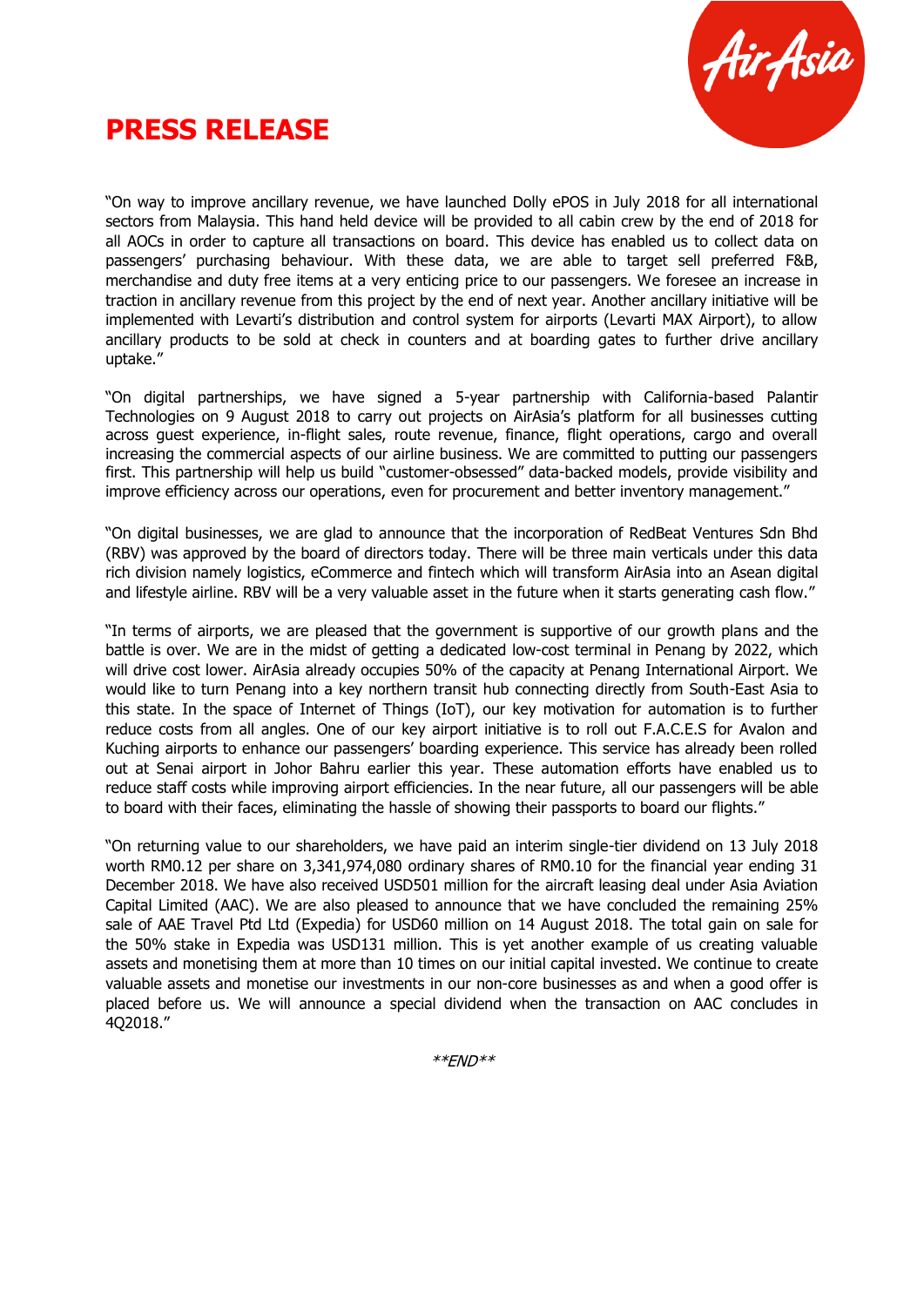# PRESS RELEASE

"On way to improve ancillary revenue, we have launched Dolly ePOS in July 2018 for all international sectors from Malaysia. This hand held device will be provided to all cabin crew by the end of 2018 for all AOCs in order to capture all transactions on board. This device has enabled us to collect data on passengers' purchasing behaviour. With these data, we are able to target sell preferred F&B, merchandise and duty free items at a very enticing price to our passengers. We foresee an increase in traction in ancillary revenue from this project by the end of next year. Another ancillary initiative will be implemented with Levarti's distribution and control system for airports (Levarti MAX Airport), to allow ancillary products to be sold at check in counters and at boarding gates to further drive ancillary uptake."

"On digital partnerships, we have signed a 5-year partnership with California-based Palantir Technologies on 9 August 2018 to carry out projects on AirAsia's platform for all businesses cutting across guest experience, in-flight sales, route revenue, finance, flight operations, cargo and overall increasing the commercial aspects of our airline business. We are committed to putting our passengers first. This partnership will help us build "customer-obsessed" data-backed models, provide visibility and improve efficiency across our operations, even for procurement and better inventory management."

"On digital businesses, we are glad to announce that the incorporation of RedBeat Ventures Sdn Bhd (RBV) was approved by the board of directors today. There will be three main verticals under this data rich division namely logistics, eCommerce and fintech which will transform AirAsia into an Asean digital and lifestyle airline. RBV will be a very valuable asset in the future when it starts generating cash flow."

"In terms of airports, we are pleased that the government is supportive of our growth plans and the battle is over. We are in the midst of getting a dedicated low-cost terminal in Penang by 2022, which will drive cost lower. AirAsia already occupies 50% of the capacity at Penang International Airport. We would like to turn Penang into a key northern transit hub connecting directly from South-East Asia to this state. In the space of Internet of Things (IoT), our key motivation for automation is to further reduce costs from all angles. One of our key airport initiative is to roll out F.A.C.E.S for Avalon and Kuching airports to enhance our passengers' boarding experience. This service has already been rolled out at Senai airport in Johor Bahru earlier this year. These automation efforts have enabled us to reduce staff costs while improving airport efficiencies. In the near future, all our passengers will be able to board with their faces, eliminating the hassle of showing their passports to board our flights."

"On returning value to our shareholders, we have paid an interim single-tier dividend on 13 July 2018 worth RM0.12 per share on 3,341,974,080 ordinary shares of RM0.10 for the financial year ending 31 December 2018. We have also received USD501 million for the aircraft leasing deal under Asia Aviation Capital Limited (AAC). We are also pleased to announce that we have concluded the remaining 25% sale of AAE Travel Ptd Ltd (Expedia) for USD60 million on 14 August 2018. The total gain on sale for the 50% stake in Expedia was USD131 million. This is yet another example of us creating valuable assets and monetising them at more than 10 times on our initial capital invested. We continue to create valuable assets and monetise our investments in our non-core businesses as and when a good offer is placed before us. We will announce a special dividend when the transaction on AAC concludes in 4Q2018."

*\*\*END\*\**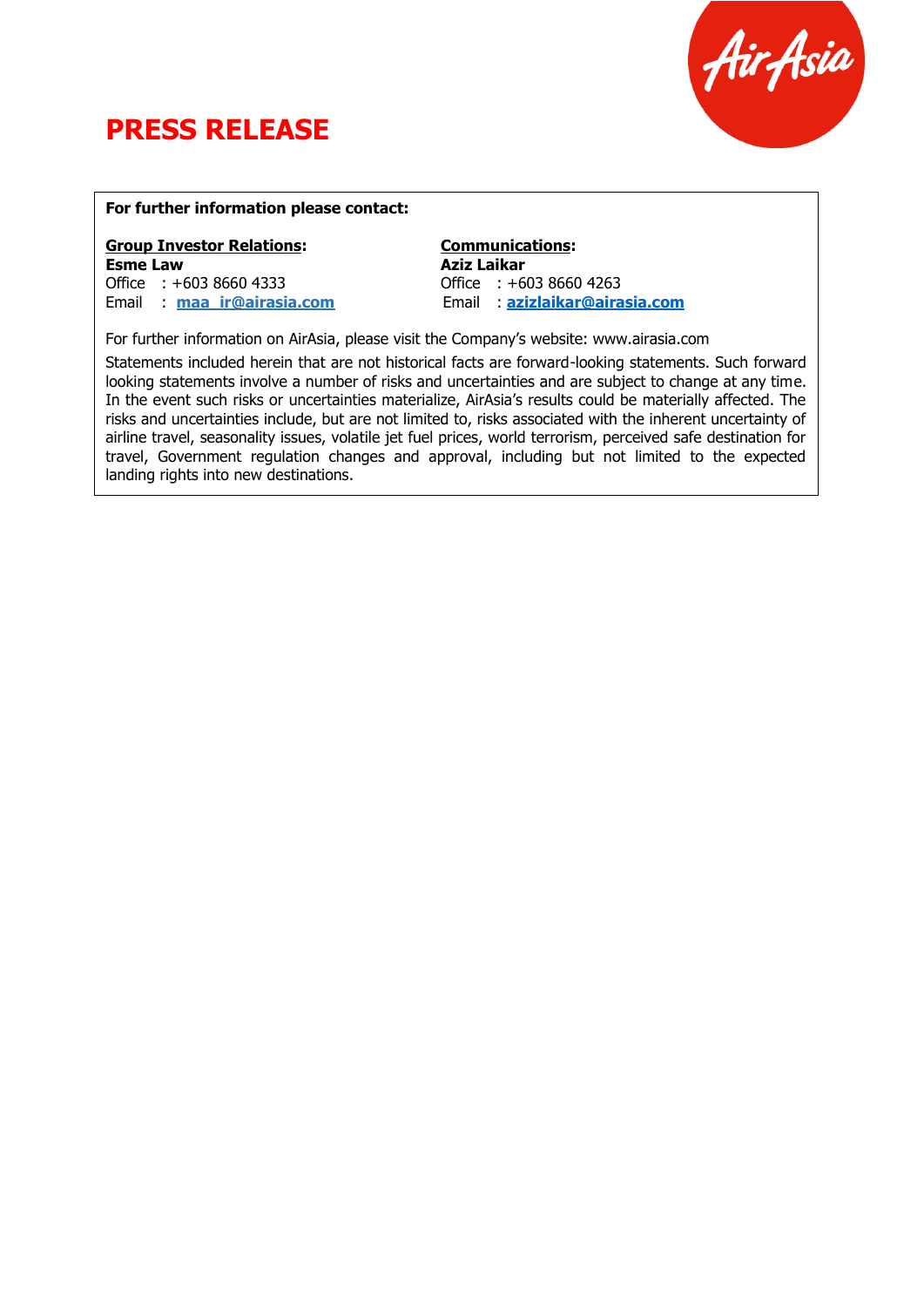# PRESS RELEASE

**For further information please contact:**

**Group Investor Relations:**
**Esme Law**
Office : +603 8660 4333
Email : **maa_ir@airasia.com**

**Communications:**
**Aziz Laikar**
Office : +603 8660 4263
Email : **azizlaikar@airasia.com**

For further information on AirAsia, please visit the Company's website: www.airasia.com

Statements included herein that are not historical facts are forward-looking statements. Such forward looking statements involve a number of risks and uncertainties and are subject to change at any time. In the event such risks or uncertainties materialize, AirAsia's results could be materially affected. The risks and uncertainties include, but are not limited to, risks associated with the inherent uncertainty of airline travel, seasonality issues, volatile jet fuel prices, world terrorism, perceived safe destination for travel, Government regulation changes and approval, including but not limited to the expected landing rights into new destinations.